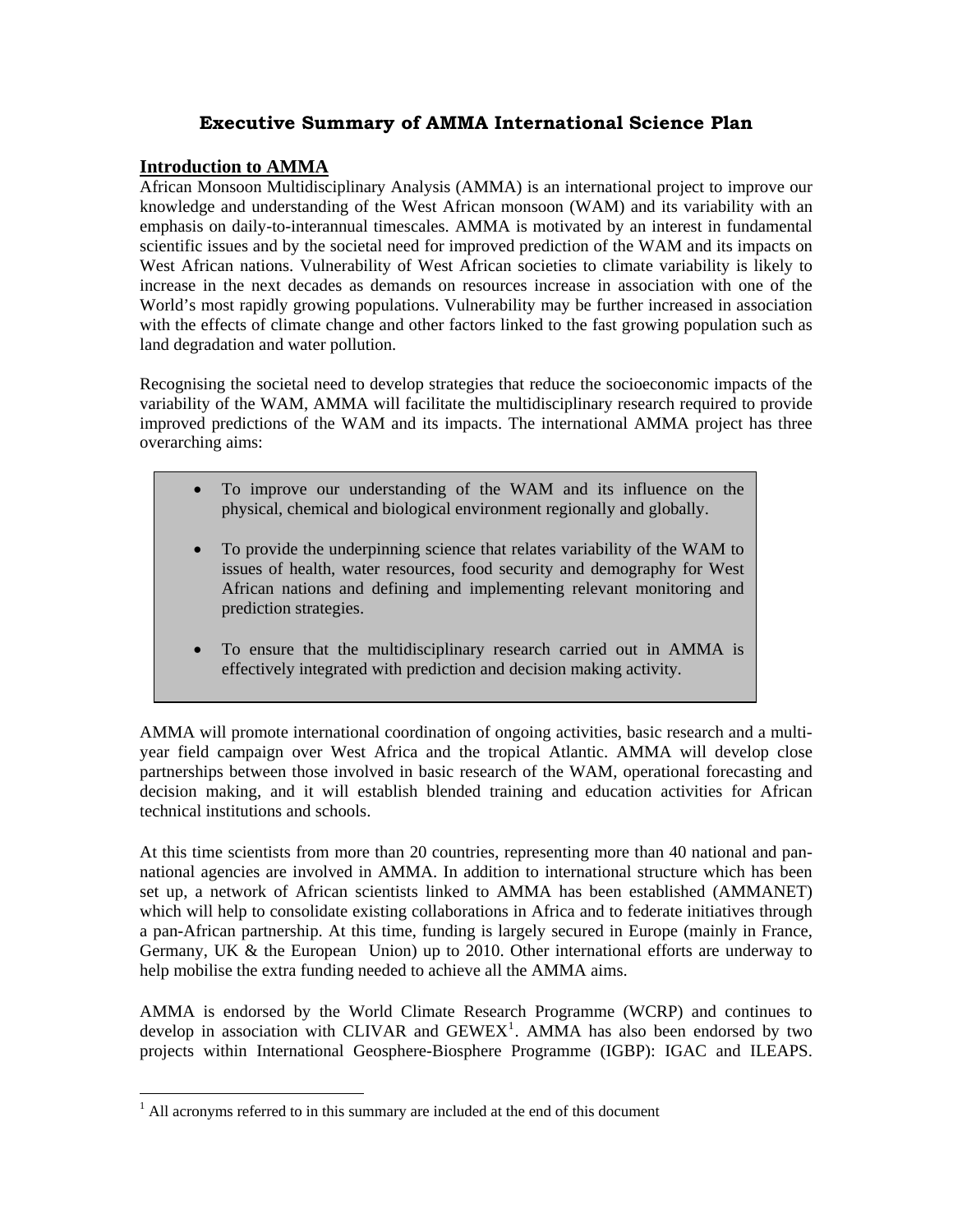# Executive Summary of AMMA International Science Plan

## Introduction to AMMA

African Monsoon Multidisciplinary Analysis (AMMA) is an international project to improve our knowledge and understanding of the West African monsoon (WAM) and its variability with an emphasis on daily-to-interannual timescales. AMMA is motivated by an interest in fundamental scientific issues and by the societal need for improved prediction of the WAM and its impacts on West African nations. Vulnerability of West African societies to climate variability is likely to increase in the next decades as demands on resources increase in association with one of the World's most rapidly growing populations. Vulnerability may be further increased in association with the effects of climate change and other factors linked to the fast growing population such as land degradation and water pollution.

Recognising the societal need to develop strategies that reduce the socioeconomic impacts of the variability of the WAM, AMMA will facilitate the multidisciplinary research required to provide improved predictions of the WAM and its impacts. The international AMMA project has three overarching aims:

- To improve our understanding of the WAM and its influence on the physical, chemical and biological environment regionally and globally.
- To provide the underpinning science that relates variability of the WAM to issues of health, water resources, food security and demography for West African nations and defining and implementing relevant monitoring and prediction strategies.
- To ensure that the multidisciplinary research carried out in AMMA is effectively integrated with prediction and decision making activity.

AMMA will promote international coordination of ongoing activities, basic research and a multi-year field campaign over West Africa and the tropical Atlantic. AMMA will develop close partnerships between those involved in basic research of the WAM, operational forecasting and decision making, and it will establish blended training and education activities for African technical institutions and schools.

At this time scientists from more than 20 countries, representing more than 40 national and pan-national agencies are involved in AMMA. In addition to international structure which has been set up, a network of African scientists linked to AMMA has been established (AMMANET) which will help to consolidate existing collaborations in Africa and to federate initiatives through a pan-African partnership. At this time, funding is largely secured in Europe (mainly in France, Germany, UK & the European Union) up to 2010. Other international efforts are underway to help mobilise the extra funding needed to achieve all the AMMA aims.

AMMA is endorsed by the World Climate Research Programme (WCRP) and continues to develop in association with CLIVAR and GEWEX[1]. AMMA has also been endorsed by two projects within International Geosphere-Biosphere Programme (IGBP): IGAC and ILEAPS.

[1] All acronyms referred to in this summary are included at the end of this document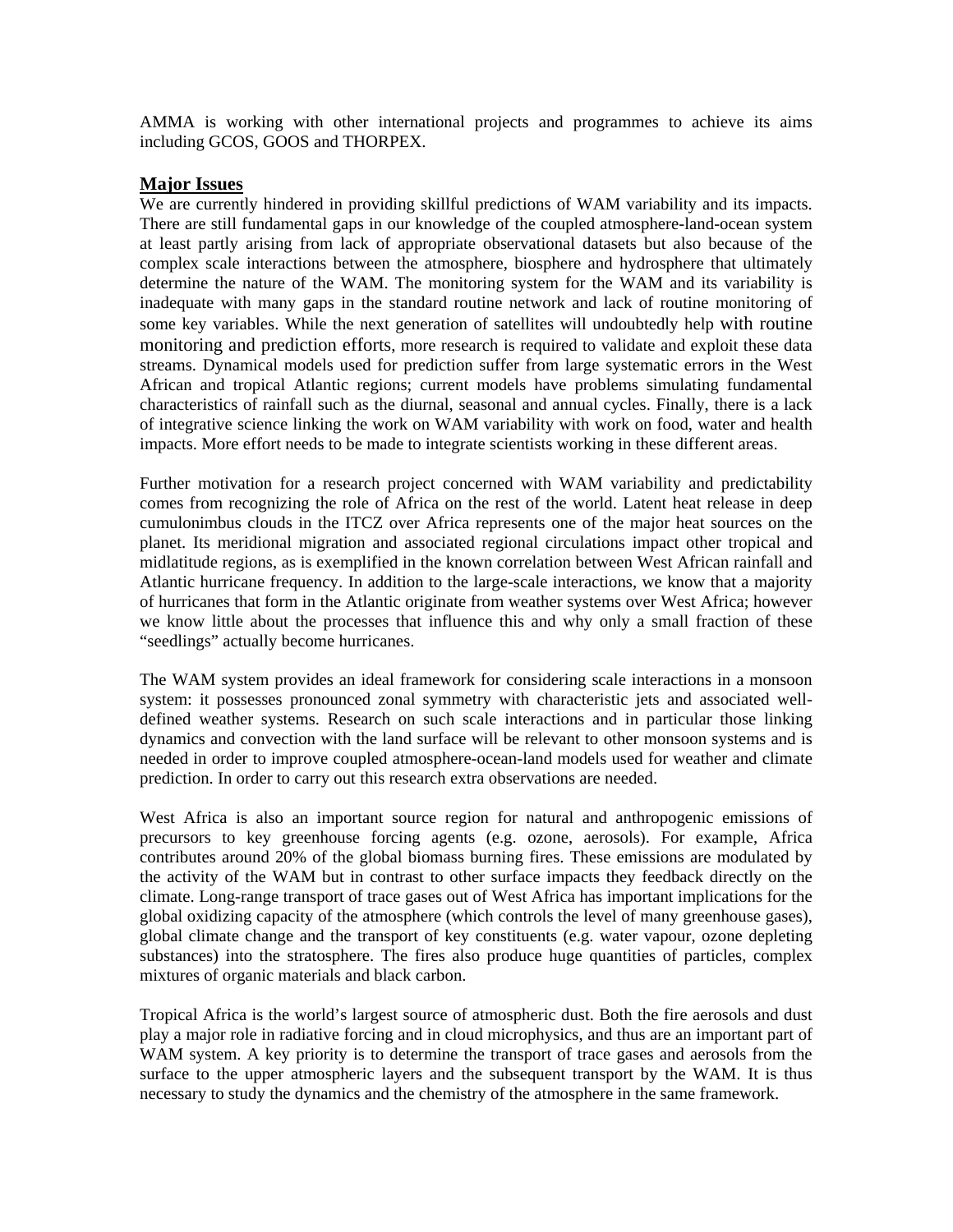AMMA is working with other international projects and programmes to achieve its aims including GCOS, GOOS and THORPEX.

## Major Issues

We are currently hindered in providing skillful predictions of WAM variability and its impacts. There are still fundamental gaps in our knowledge of the coupled atmosphere-land-ocean system at least partly arising from lack of appropriate observational datasets but also because of the complex scale interactions between the atmosphere, biosphere and hydrosphere that ultimately determine the nature of the WAM. The monitoring system for the WAM and its variability is inadequate with many gaps in the standard routine network and lack of routine monitoring of some key variables. While the next generation of satellites will undoubtedly help with routine monitoring and prediction efforts, more research is required to validate and exploit these data streams. Dynamical models used for prediction suffer from large systematic errors in the West African and tropical Atlantic regions; current models have problems simulating fundamental characteristics of rainfall such as the diurnal, seasonal and annual cycles. Finally, there is a lack of integrative science linking the work on WAM variability with work on food, water and health impacts. More effort needs to be made to integrate scientists working in these different areas.

Further motivation for a research project concerned with WAM variability and predictability comes from recognizing the role of Africa on the rest of the world. Latent heat release in deep cumulonimbus clouds in the ITCZ over Africa represents one of the major heat sources on the planet. Its meridional migration and associated regional circulations impact other tropical and midlatitude regions, as is exemplified in the known correlation between West African rainfall and Atlantic hurricane frequency. In addition to the large-scale interactions, we know that a majority of hurricanes that form in the Atlantic originate from weather systems over West Africa; however we know little about the processes that influence this and why only a small fraction of these "seedlings" actually become hurricanes.

The WAM system provides an ideal framework for considering scale interactions in a monsoon system: it possesses pronounced zonal symmetry with characteristic jets and associated well-defined weather systems. Research on such scale interactions and in particular those linking dynamics and convection with the land surface will be relevant to other monsoon systems and is needed in order to improve coupled atmosphere-ocean-land models used for weather and climate prediction. In order to carry out this research extra observations are needed.

West Africa is also an important source region for natural and anthropogenic emissions of precursors to key greenhouse forcing agents (e.g. ozone, aerosols). For example, Africa contributes around 20% of the global biomass burning fires. These emissions are modulated by the activity of the WAM but in contrast to other surface impacts they feedback directly on the climate. Long-range transport of trace gases out of West Africa has important implications for the global oxidizing capacity of the atmosphere (which controls the level of many greenhouse gases), global climate change and the transport of key constituents (e.g. water vapour, ozone depleting substances) into the stratosphere. The fires also produce huge quantities of particles, complex mixtures of organic materials and black carbon.

Tropical Africa is the world's largest source of atmospheric dust. Both the fire aerosols and dust play a major role in radiative forcing and in cloud microphysics, and thus are an important part of WAM system. A key priority is to determine the transport of trace gases and aerosols from the surface to the upper atmospheric layers and the subsequent transport by the WAM. It is thus necessary to study the dynamics and the chemistry of the atmosphere in the same framework.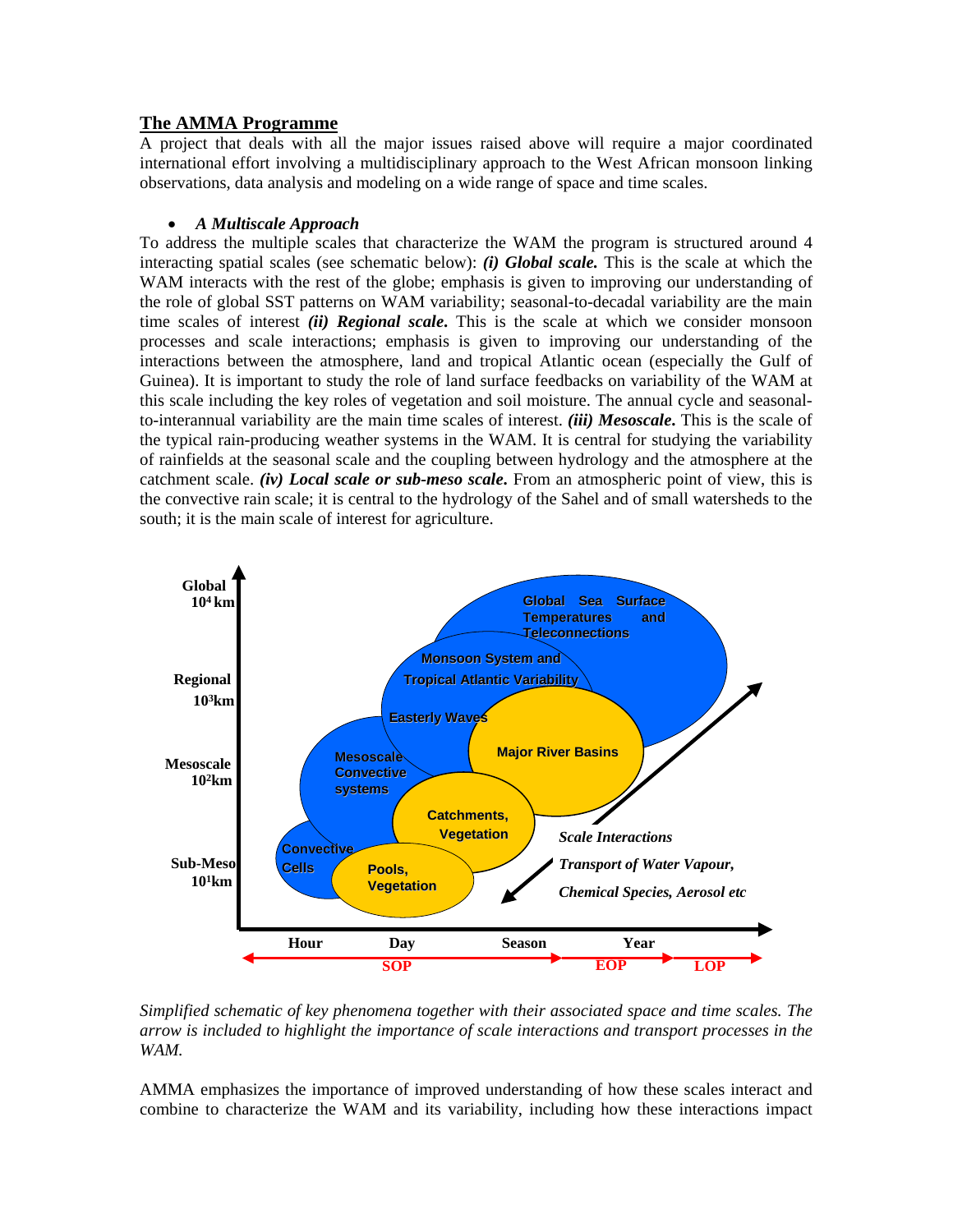## The AMMA Programme

A project that deals with all the major issues raised above will require a major coordinated international effort involving a multidisciplinary approach to the West African monsoon linking observations, data analysis and modeling on a wide range of space and time scales.

- ***A Multiscale Approach***

To address the multiple scales that characterize the WAM the program is structured around 4 interacting spatial scales (see schematic below): ***(i) Global scale.*** This is the scale at which the WAM interacts with the rest of the globe; emphasis is given to improving our understanding of the role of global SST patterns on WAM variability; seasonal-to-decadal variability are the main time scales of interest ***(ii) Regional scale.*** This is the scale at which we consider monsoon processes and scale interactions; emphasis is given to improving our understanding of the interactions between the atmosphere, land and tropical Atlantic ocean (especially the Gulf of Guinea). It is important to study the role of land surface feedbacks on variability of the WAM at this scale including the key roles of vegetation and soil moisture. The annual cycle and seasonal-to-interannual variability are the main time scales of interest. ***(iii) Mesoscale.*** This is the scale of the typical rain-producing weather systems in the WAM. It is central for studying the variability of rainfields at the seasonal scale and the coupling between hydrology and the atmosphere at the catchment scale. ***(iv) Local scale or sub-meso scale.*** From an atmospheric point of view, this is the convective rain scale; it is central to the hydrology of the Sahel and of small watersheds to the south; it is the main scale of interest for agriculture.

Global $10^4$ km

Regional $10^3$ km

Mesoscale $10^2$ km

Sub-Meso $10^1$ km

Global Sea Surface Temperatures and Teleconnections

Monsoon System and Tropical Atlantic Variability

Easterly Waves

Major River Basins

Mesoscale Convective systems

Catchments, Vegetation

Convective Cells

Pools, Vegetation

*Scale Interactions*

*Transport of Water Vapour,*

*Chemical Species, Aerosol etc*

Hour Day Season Year

SOP EOP LOP

*Simplified schematic of key phenomena together with their associated space and time scales. The arrow is included to highlight the importance of scale interactions and transport processes in the WAM.*

AMMA emphasizes the importance of improved understanding of how these scales interact and combine to characterize the WAM and its variability, including how these interactions impact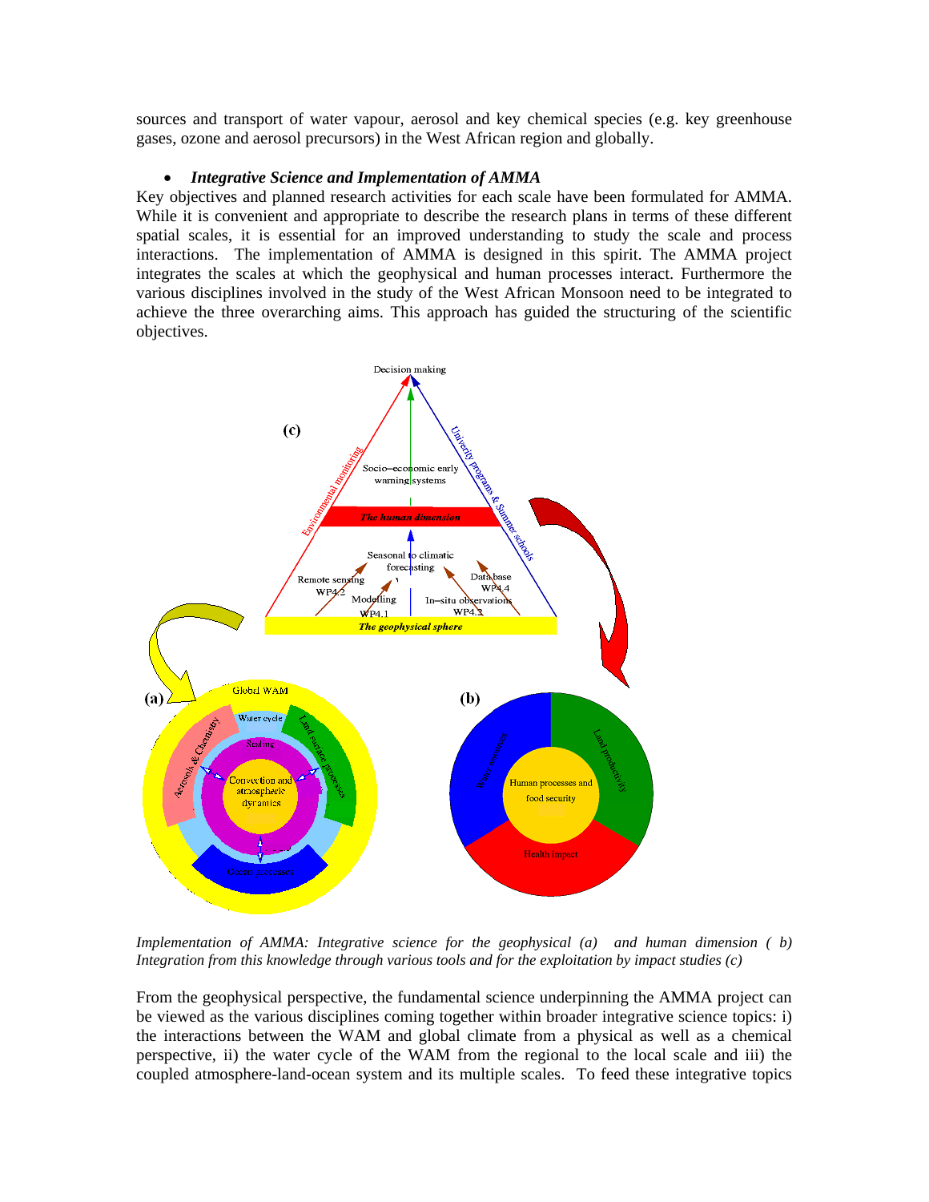sources and transport of water vapour, aerosol and key chemical species (e.g. key greenhouse gases, ozone and aerosol precursors) in the West African region and globally.

- ***Integrative Science and Implementation of AMMA***

Key objectives and planned research activities for each scale have been formulated for AMMA. While it is convenient and appropriate to describe the research plans in terms of these different spatial scales, it is essential for an improved understanding to study the scale and process interactions. The implementation of AMMA is designed in this spirit. The AMMA project integrates the scales at which the geophysical and human processes interact. Furthermore the various disciplines involved in the study of the West African Monsoon need to be integrated to achieve the three overarching aims. This approach has guided the structuring of the scientific objectives.

*Implementation of AMMA: Integrative science for the geophysical (a) and human dimension ( b) Integration from this knowledge through various tools and for the exploitation by impact studies (c)*

From the geophysical perspective, the fundamental science underpinning the AMMA project can be viewed as the various disciplines coming together within broader integrative science topics: i) the interactions between the WAM and global climate from a physical as well as a chemical perspective, ii) the water cycle of the WAM from the regional to the local scale and iii) the coupled atmosphere-land-ocean system and its multiple scales. To feed these integrative topics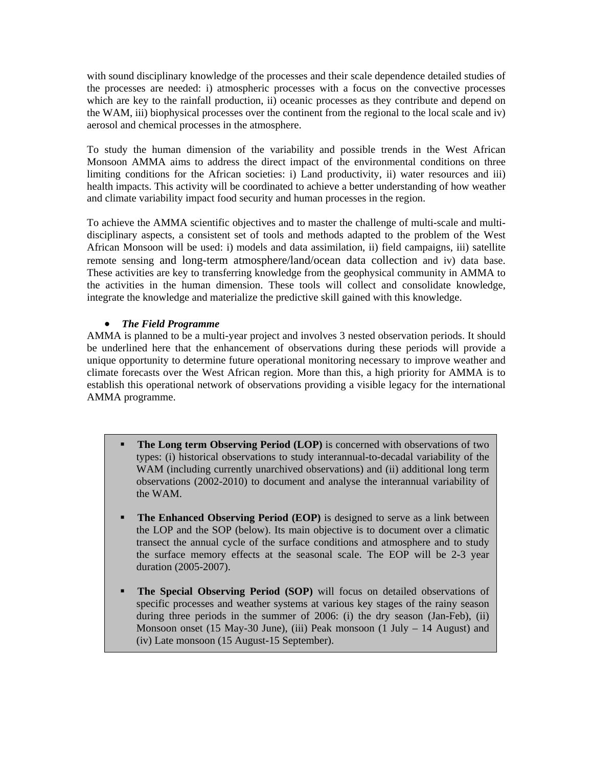with sound disciplinary knowledge of the processes and their scale dependence detailed studies of the processes are needed: i) atmospheric processes with a focus on the convective processes which are key to the rainfall production, ii) oceanic processes as they contribute and depend on the WAM, iii) biophysical processes over the continent from the regional to the local scale and iv) aerosol and chemical processes in the atmosphere.

To study the human dimension of the variability and possible trends in the West African Monsoon AMMA aims to address the direct impact of the environmental conditions on three limiting conditions for the African societies: i) Land productivity, ii) water resources and iii) health impacts. This activity will be coordinated to achieve a better understanding of how weather and climate variability impact food security and human processes in the region.

To achieve the AMMA scientific objectives and to master the challenge of multi-scale and multi-disciplinary aspects, a consistent set of tools and methods adapted to the problem of the West African Monsoon will be used: i) models and data assimilation, ii) field campaigns, iii) satellite remote sensing and long-term atmosphere/land/ocean data collection and iv) data base. These activities are key to transferring knowledge from the geophysical community in AMMA to the activities in the human dimension. These tools will collect and consolidate knowledge, integrate the knowledge and materialize the predictive skill gained with this knowledge.

- ***The Field Programme***

AMMA is planned to be a multi-year project and involves 3 nested observation periods. It should be underlined here that the enhancement of observations during these periods will provide a unique opportunity to determine future operational monitoring necessary to improve weather and climate forecasts over the West African region. More than this, a high priority for AMMA is to establish this operational network of observations providing a visible legacy for the international AMMA programme.

- **The Long term Observing Period (LOP)** is concerned with observations of two types: (i) historical observations to study interannual-to-decadal variability of the WAM (including currently unarchived observations) and (ii) additional long term observations (2002-2010) to document and analyse the interannual variability of the WAM.
- **The Enhanced Observing Period (EOP)** is designed to serve as a link between the LOP and the SOP (below). Its main objective is to document over a climatic transect the annual cycle of the surface conditions and atmosphere and to study the surface memory effects at the seasonal scale. The EOP will be 2-3 year duration (2005-2007).
- **The Special Observing Period (SOP)** will focus on detailed observations of specific processes and weather systems at various key stages of the rainy season during three periods in the summer of 2006: (i) the dry season (Jan-Feb), (ii) Monsoon onset (15 May-30 June), (iii) Peak monsoon (1 July – 14 August) and (iv) Late monsoon (15 August-15 September).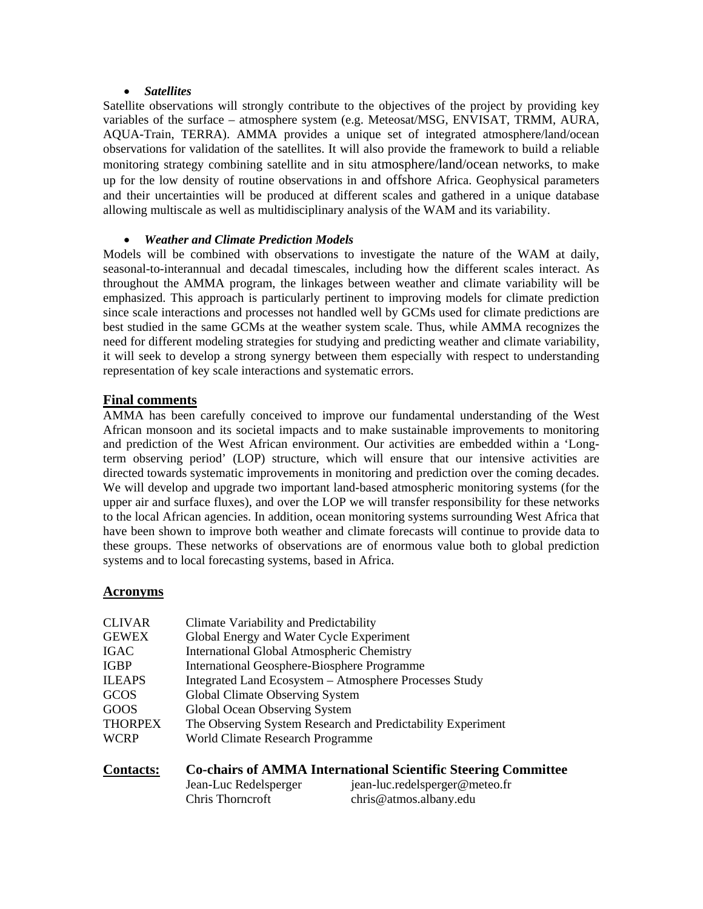- ***Satellites***

Satellite observations will strongly contribute to the objectives of the project by providing key variables of the surface – atmosphere system (e.g. Meteosat/MSG, ENVISAT, TRMM, AURA, AQUA-Train, TERRA). AMMA provides a unique set of integrated atmosphere/land/ocean observations for validation of the satellites. It will also provide the framework to build a reliable monitoring strategy combining satellite and in situ atmosphere/land/ocean networks, to make up for the low density of routine observations in and offshore Africa. Geophysical parameters and their uncertainties will be produced at different scales and gathered in a unique database allowing multiscale as well as multidisciplinary analysis of the WAM and its variability.

- ***Weather and Climate Prediction Models***

Models will be combined with observations to investigate the nature of the WAM at daily, seasonal-to-interannual and decadal timescales, including how the different scales interact. As throughout the AMMA program, the linkages between weather and climate variability will be emphasized. This approach is particularly pertinent to improving models for climate prediction since scale interactions and processes not handled well by GCMs used for climate predictions are best studied in the same GCMs at the weather system scale. Thus, while AMMA recognizes the need for different modeling strategies for studying and predicting weather and climate variability, it will seek to develop a strong synergy between them especially with respect to understanding representation of key scale interactions and systematic errors.

## Final comments

AMMA has been carefully conceived to improve our fundamental understanding of the West African monsoon and its societal impacts and to make sustainable improvements to monitoring and prediction of the West African environment. Our activities are embedded within a 'Long-term observing period' (LOP) structure, which will ensure that our intensive activities are directed towards systematic improvements in monitoring and prediction over the coming decades. We will develop and upgrade two important land-based atmospheric monitoring systems (for the upper air and surface fluxes), and over the LOP we will transfer responsibility for these networks to the local African agencies. In addition, ocean monitoring systems surrounding West Africa that have been shown to improve both weather and climate forecasts will continue to provide data to these groups. These networks of observations are of enormous value both to global prediction systems and to local forecasting systems, based in Africa.

## Acronyms

| | |
|---|---|
| CLIVAR | Climate Variability and Predictability |
| GEWEX | Global Energy and Water Cycle Experiment |
| IGAC | International Global Atmospheric Chemistry |
| IGBP | International Geosphere-Biosphere Programme |
| ILEAPS | Integrated Land Ecosystem – Atmosphere Processes Study |
| GCOS | Global Climate Observing System |
| GOOS | Global Ocean Observing System |
| THORPEX | The Observing System Research and Predictability Experiment |
| WCRP | World Climate Research Programme |

**Contacts:** **Co-chairs of AMMA International Scientific Steering Committee**

| | |
|---|---|
| Jean-Luc Redelsperger | jean-luc.redelsperger@meteo.fr |
| Chris Thorncroft | chris@atmos.albany.edu |